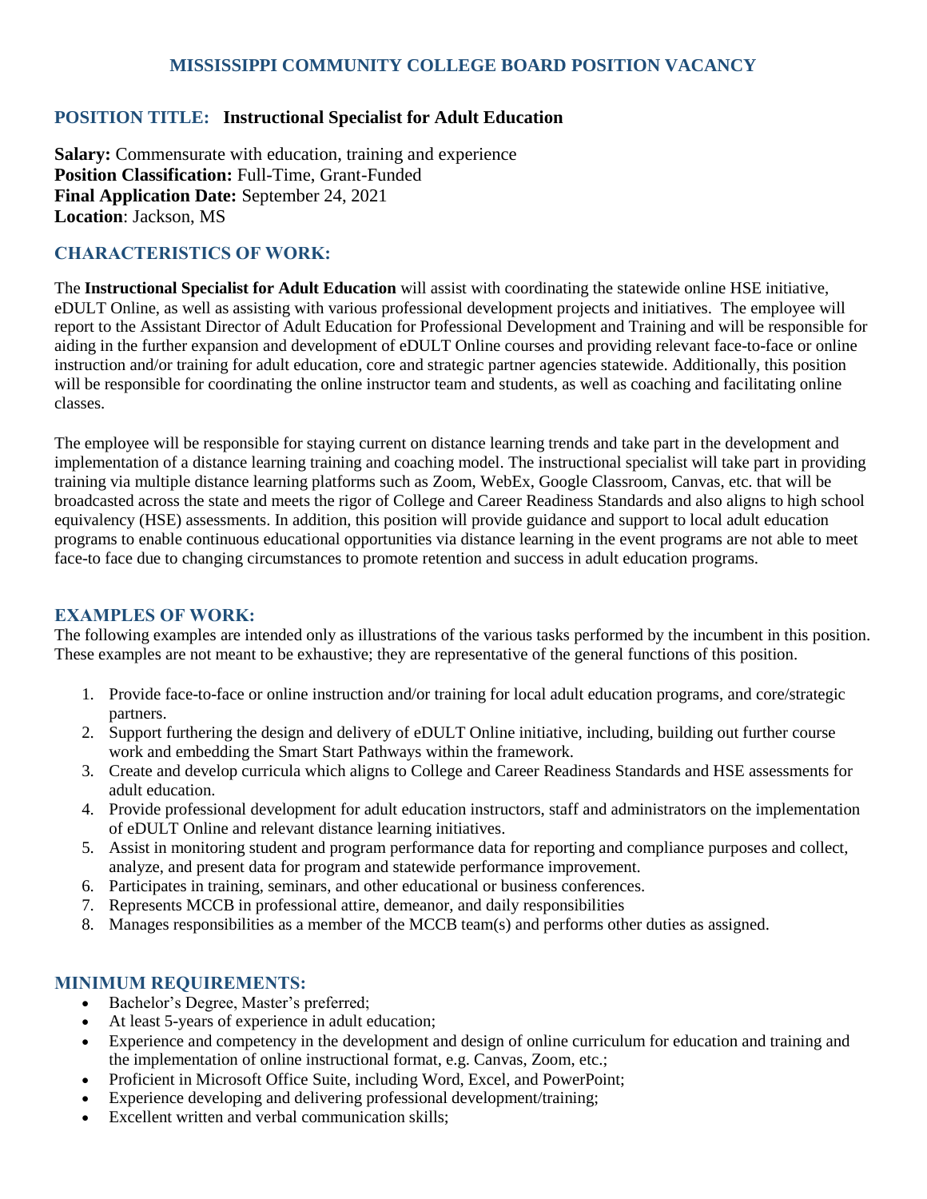# MISSISSIPPI COMMUNITY COLLEGE BOARD POSITION VACANCY

## POSITION TITLE: Instructional Specialist for Adult Education

**Salary:** Commensurate with education, training and experience
**Position Classification:** Full-Time, Grant-Funded
**Final Application Date:** September 24, 2021
**Location**: Jackson, MS

## CHARACTERISTICS OF WORK:

The **Instructional Specialist for Adult Education** will assist with coordinating the statewide online HSE initiative, eDULT Online, as well as assisting with various professional development projects and initiatives. The employee will report to the Assistant Director of Adult Education for Professional Development and Training and will be responsible for aiding in the further expansion and development of eDULT Online courses and providing relevant face-to-face or online instruction and/or training for adult education, core and strategic partner agencies statewide. Additionally, this position will be responsible for coordinating the online instructor team and students, as well as coaching and facilitating online classes.

The employee will be responsible for staying current on distance learning trends and take part in the development and implementation of a distance learning training and coaching model. The instructional specialist will take part in providing training via multiple distance learning platforms such as Zoom, WebEx, Google Classroom, Canvas, etc. that will be broadcasted across the state and meets the rigor of College and Career Readiness Standards and also aligns to high school equivalency (HSE) assessments. In addition, this position will provide guidance and support to local adult education programs to enable continuous educational opportunities via distance learning in the event programs are not able to meet face-to face due to changing circumstances to promote retention and success in adult education programs.

## EXAMPLES OF WORK:

The following examples are intended only as illustrations of the various tasks performed by the incumbent in this position. These examples are not meant to be exhaustive; they are representative of the general functions of this position.

1. Provide face-to-face or online instruction and/or training for local adult education programs, and core/strategic partners.
2. Support furthering the design and delivery of eDULT Online initiative, including, building out further course work and embedding the Smart Start Pathways within the framework.
3. Create and develop curricula which aligns to College and Career Readiness Standards and HSE assessments for adult education.
4. Provide professional development for adult education instructors, staff and administrators on the implementation of eDULT Online and relevant distance learning initiatives.
5. Assist in monitoring student and program performance data for reporting and compliance purposes and collect, analyze, and present data for program and statewide performance improvement.
6. Participates in training, seminars, and other educational or business conferences.
7. Represents MCCB in professional attire, demeanor, and daily responsibilities
8. Manages responsibilities as a member of the MCCB team(s) and performs other duties as assigned.

## MINIMUM REQUIREMENTS:

- Bachelor's Degree, Master's preferred;
- At least 5-years of experience in adult education;
- Experience and competency in the development and design of online curriculum for education and training and the implementation of online instructional format, e.g. Canvas, Zoom, etc.;
- Proficient in Microsoft Office Suite, including Word, Excel, and PowerPoint;
- Experience developing and delivering professional development/training;
- Excellent written and verbal communication skills;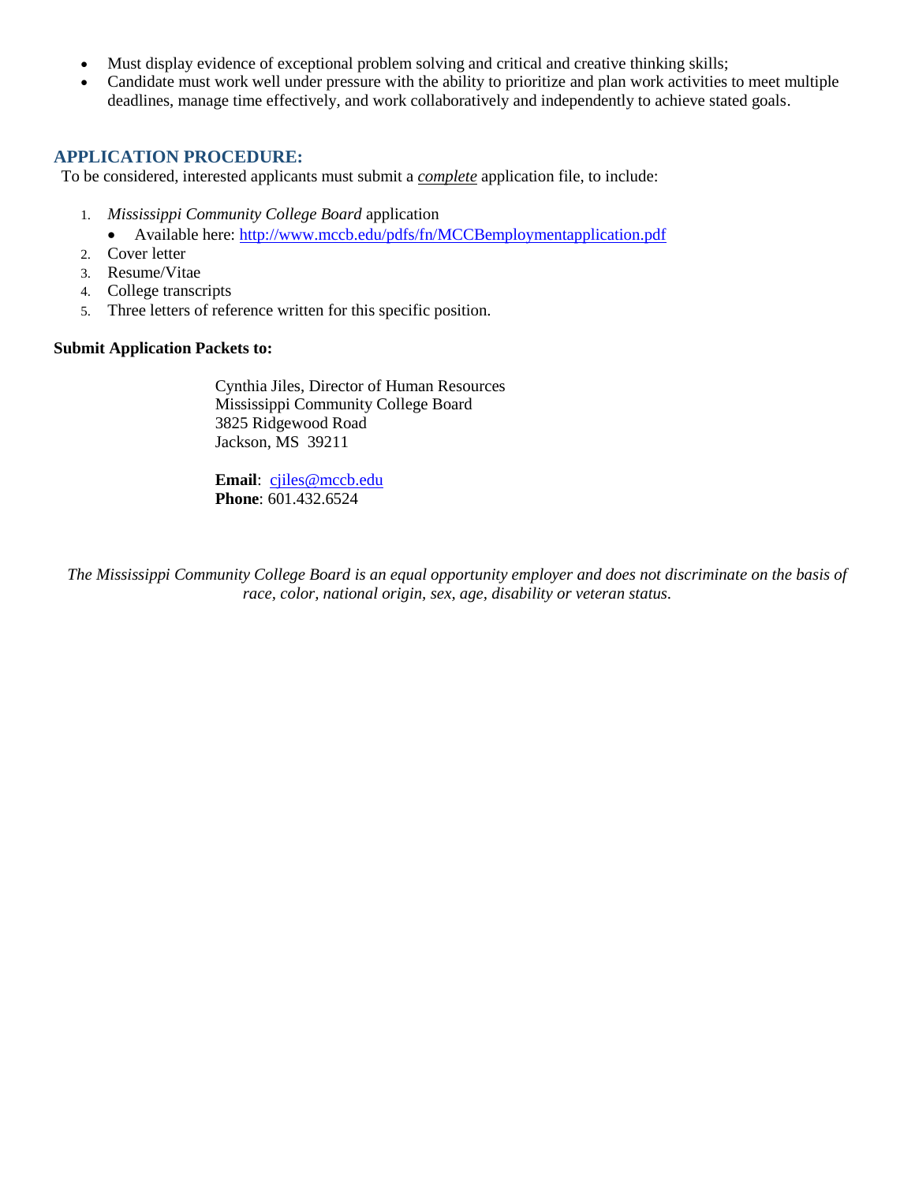- Must display evidence of exceptional problem solving and critical and creative thinking skills;
- Candidate must work well under pressure with the ability to prioritize and plan work activities to meet multiple deadlines, manage time effectively, and work collaboratively and independently to achieve stated goals.

## APPLICATION PROCEDURE:

To be considered, interested applicants must submit a ***complete*** application file, to include:

1. *Mississippi Community College Board* application
   - Available here: http://www.mccb.edu/pdfs/fn/MCCBemploymentapplication.pdf
2. Cover letter
3. Resume/Vitae
4. College transcripts
5. Three letters of reference written for this specific position.

**Submit Application Packets to:**

Cynthia Jiles, Director of Human Resources
Mississippi Community College Board
3825 Ridgewood Road
Jackson, MS 39211

**Email**: cjiles@mccb.edu
**Phone**: 601.432.6524

*The Mississippi Community College Board is an equal opportunity employer and does not discriminate on the basis of race, color, national origin, sex, age, disability or veteran status.*